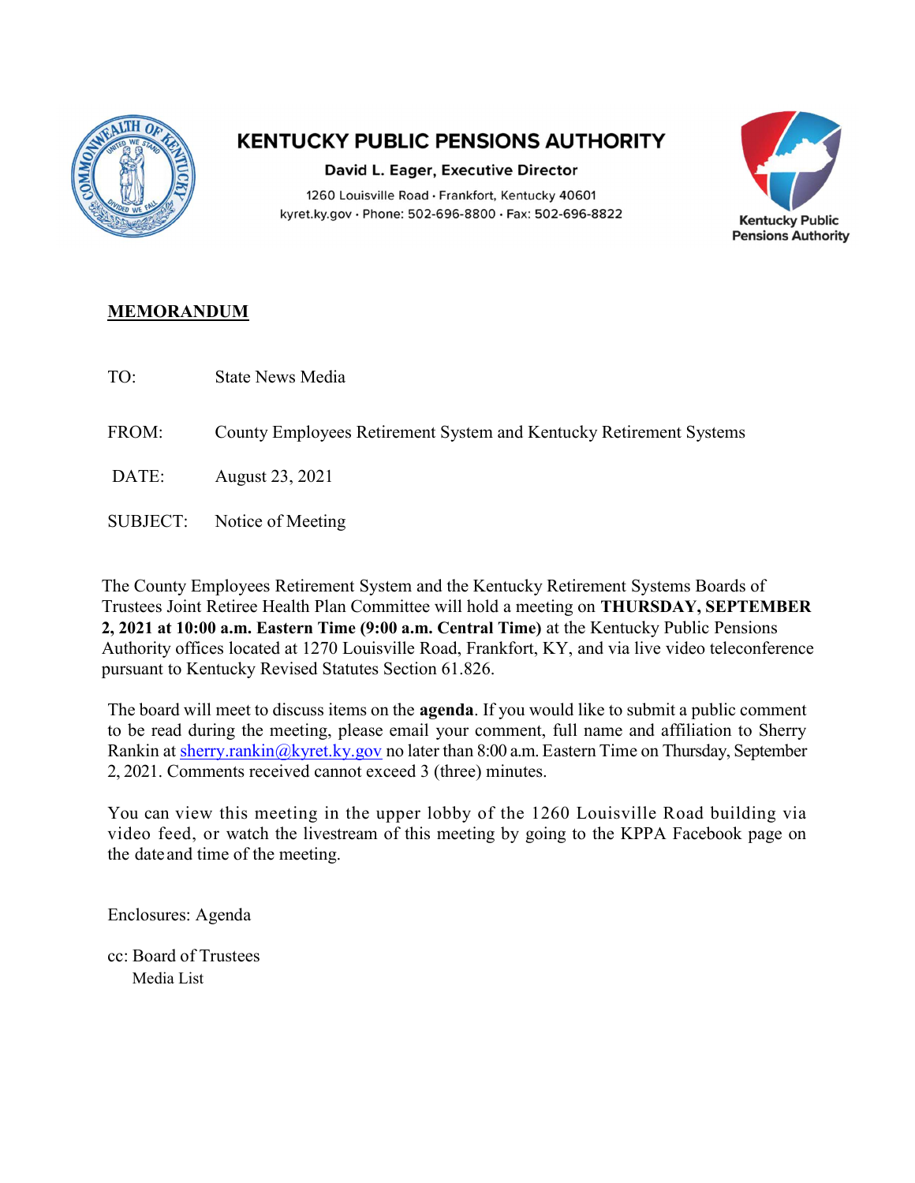# KENTUCKY PUBLIC PENSIONS AUTHORITY

**David L. Eager, Executive Director**

1260 Louisville Road • Frankfort, Kentucky 40601
kyret.ky.gov • Phone: 502-696-8800 • Fax: 502-696-8822

Kentucky Public Pensions Authority

## MEMORANDUM

TO: State News Media

FROM: County Employees Retirement System and Kentucky Retirement Systems

DATE: August 23, 2021

SUBJECT: Notice of Meeting

The County Employees Retirement System and the Kentucky Retirement Systems Boards of Trustees Joint Retiree Health Plan Committee will hold a meeting on **THURSDAY, SEPTEMBER 2, 2021 at 10:00 a.m. Eastern Time (9:00 a.m. Central Time)** at the Kentucky Public Pensions Authority offices located at 1270 Louisville Road, Frankfort, KY, and via live video teleconference pursuant to Kentucky Revised Statutes Section 61.826.

The board will meet to discuss items on the **agenda**. If you would like to submit a public comment to be read during the meeting, please email your comment, full name and affiliation to Sherry Rankin at sherry.rankin@kyret.ky.gov no later than 8:00 a.m. Eastern Time on Thursday, September 2, 2021. Comments received cannot exceed 3 (three) minutes.

You can view this meeting in the upper lobby of the 1260 Louisville Road building via video feed, or watch the livestream of this meeting by going to the KPPA Facebook page on the date and time of the meeting.

Enclosures: Agenda

cc: Board of Trustees
Media List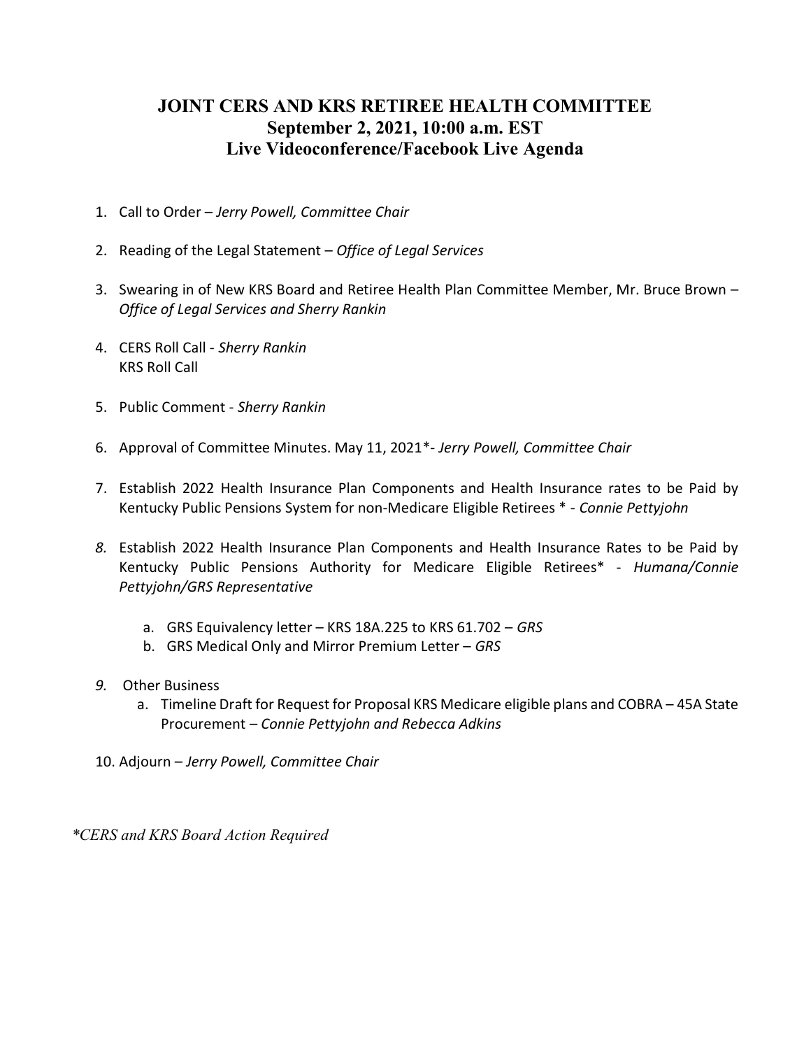# JOINT CERS AND KRS RETIREE HEALTH COMMITTEE
## September 2, 2021, 10:00 a.m. EST
## Live Videoconference/Facebook Live Agenda

1. Call to Order – *Jerry Powell, Committee Chair*
2. Reading of the Legal Statement – *Office of Legal Services*
3. Swearing in of New KRS Board and Retiree Health Plan Committee Member, Mr. Bruce Brown – *Office of Legal Services and Sherry Rankin*
4. CERS Roll Call - *Sherry Rankin*
   KRS Roll Call
5. Public Comment - *Sherry Rankin*
6. Approval of Committee Minutes. May 11, 2021*- *Jerry Powell, Committee Chair*
7. Establish 2022 Health Insurance Plan Components and Health Insurance rates to be Paid by Kentucky Public Pensions System for non-Medicare Eligible Retirees * - *Connie Pettyjohn*
8. Establish 2022 Health Insurance Plan Components and Health Insurance Rates to be Paid by Kentucky Public Pensions Authority for Medicare Eligible Retirees* - *Humana/Connie Pettyjohn/GRS Representative*
   a. GRS Equivalency letter – KRS 18A.225 to KRS 61.702 – *GRS*
   b. GRS Medical Only and Mirror Premium Letter – *GRS*
9. Other Business
   a. Timeline Draft for Request for Proposal KRS Medicare eligible plans and COBRA – 45A State Procurement – *Connie Pettyjohn and Rebecca Adkins*
10. Adjourn – *Jerry Powell, Committee Chair*

*\*CERS and KRS Board Action Required*